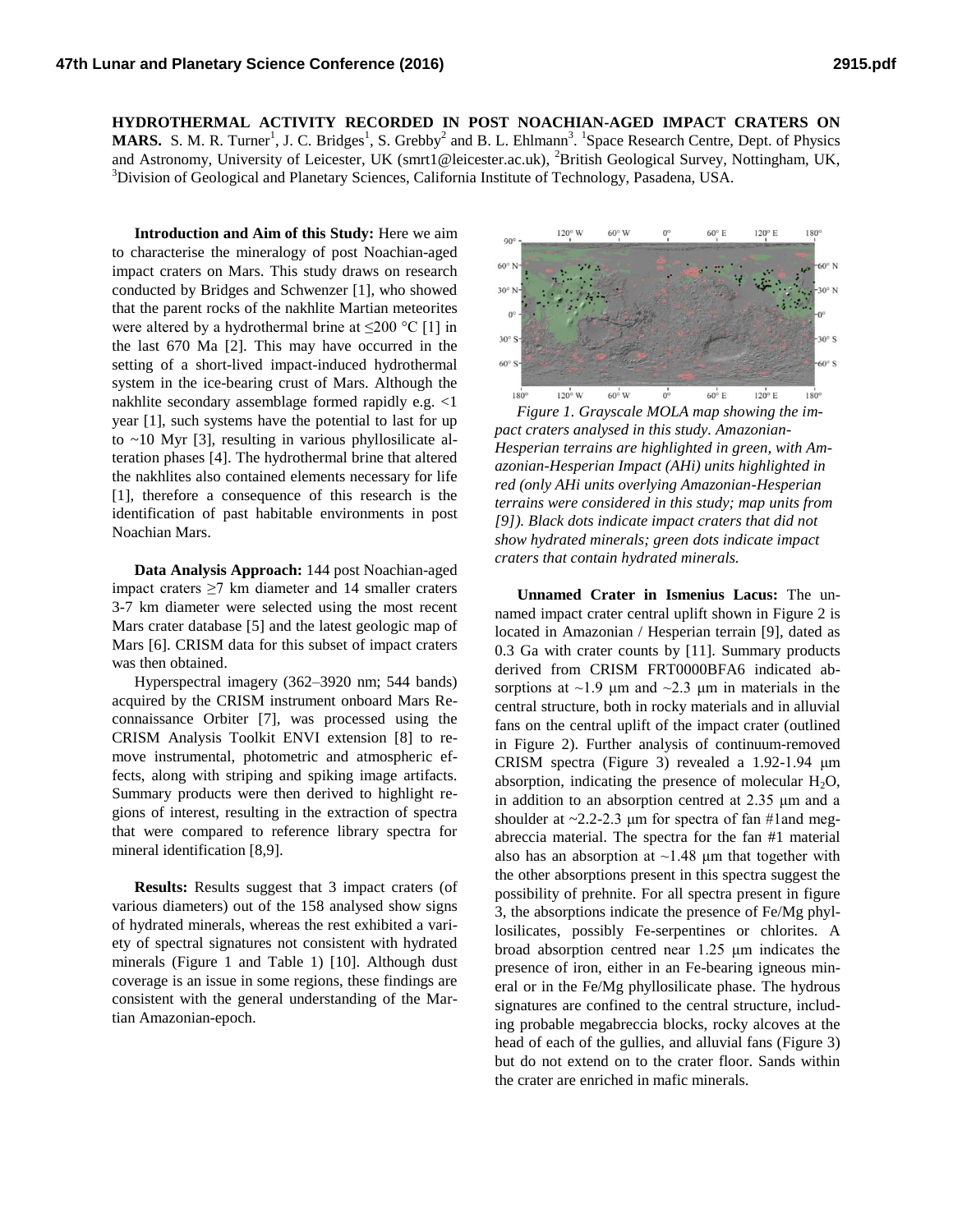**HYDROTHERMAL ACTIVITY RECORDED IN POST NOACHIAN-AGED IMPACT CRATERS ON MARS.** S. M. R. Turner[1], J. C. Bridges[1], S. Grebby[2] and B. L. Ehlmann[3]. [1]Space Research Centre, Dept. of Physics and Astronomy, University of Leicester, UK (smrt1@leicester.ac.uk), [2]British Geological Survey, Nottingham, UK, [3]Division of Geological and Planetary Sciences, California Institute of Technology, Pasadena, USA.

**Introduction and Aim of this Study:** Here we aim to characterise the mineralogy of post Noachian-aged impact craters on Mars. This study draws on research conducted by Bridges and Schwenzer [1], who showed that the parent rocks of the nakhlite Martian meteorites were altered by a hydrothermal brine at ≤200 °C [1] in the last 670 Ma [2]. This may have occurred in the setting of a short-lived impact-induced hydrothermal system in the ice-bearing crust of Mars. Although the nakhlite secondary assemblage formed rapidly e.g. <1 year [1], such systems have the potential to last for up to ~10 Myr [3], resulting in various phyllosilicate alteration phases [4]. The hydrothermal brine that altered the nakhlites also contained elements necessary for life [1], therefore a consequence of this research is the identification of past habitable environments in post Noachian Mars.

**Data Analysis Approach:** 144 post Noachian-aged impact craters ≥7 km diameter and 14 smaller craters 3-7 km diameter were selected using the most recent Mars crater database [5] and the latest geologic map of Mars [6]. CRISM data for this subset of impact craters was then obtained.

Hyperspectral imagery (362–3920 nm; 544 bands) acquired by the CRISM instrument onboard Mars Reconnaissance Orbiter [7], was processed using the CRISM Analysis Toolkit ENVI extension [8] to remove instrumental, photometric and atmospheric effects, along with striping and spiking image artifacts. Summary products were then derived to highlight regions of interest, resulting in the extraction of spectra that were compared to reference library spectra for mineral identification [8,9].

**Results:** Results suggest that 3 impact craters (of various diameters) out of the 158 analysed show signs of hydrated minerals, whereas the rest exhibited a variety of spectral signatures not consistent with hydrated minerals (Figure 1 and Table 1) [10]. Although dust coverage is an issue in some regions, these findings are consistent with the general understanding of the Martian Amazonian-epoch.

*Figure 1. Grayscale MOLA map showing the impact craters analysed in this study. Amazonian-Hesperian terrains are highlighted in green, with Amazonian-Hesperian Impact (AHi) units highlighted in red (only AHi units overlying Amazonian-Hesperian terrains were considered in this study; map units from [9]). Black dots indicate impact craters that did not show hydrated minerals; green dots indicate impact craters that contain hydrated minerals.*

**Unnamed Crater in Ismenius Lacus:** The unnamed impact crater central uplift shown in Figure 2 is located in Amazonian / Hesperian terrain [9], dated as 0.3 Ga with crater counts by [11]. Summary products derived from CRISM FRT0000BFA6 indicated absorptions at ~1.9 μm and ~2.3 μm in materials in the central structure, both in rocky materials and in alluvial fans on the central uplift of the impact crater (outlined in Figure 2). Further analysis of continuum-removed CRISM spectra (Figure 3) revealed a 1.92-1.94 μm absorption, indicating the presence of molecular $H_2O$, in addition to an absorption centred at 2.35 μm and a shoulder at ~2.2-2.3 μm for spectra of fan #1and megabreccia material. The spectra for the fan #1 material also has an absorption at ~1.48 μm that together with the other absorptions present in this spectra suggest the possibility of prehnite. For all spectra present in figure 3, the absorptions indicate the presence of Fe/Mg phyllosilicates, possibly Fe-serpentines or chlorites. A broad absorption centred near 1.25 μm indicates the presence of iron, either in an Fe-bearing igneous mineral or in the Fe/Mg phyllosilicate phase. The hydrous signatures are confined to the central structure, including probable megabreccia blocks, rocky alcoves at the head of each of the gullies, and alluvial fans (Figure 3) but do not extend on to the crater floor. Sands within the crater are enriched in mafic minerals.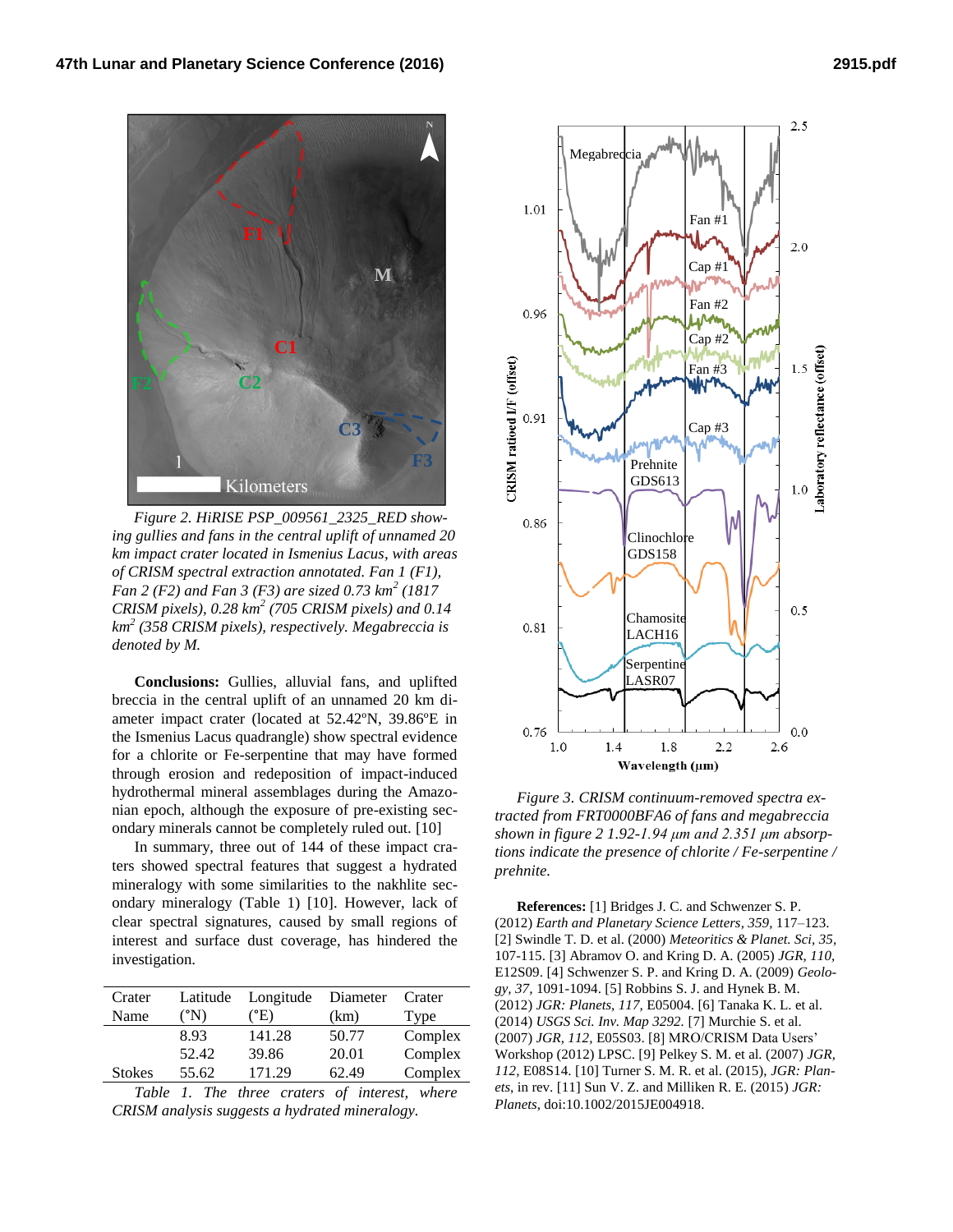Figure 2. HiRISE PSP_009561_2325_RED showing gullies and fans in the central uplift of unnamed 20 km impact crater located in Ismenius Lacus, with areas of CRISM spectral extraction annotated. Fan 1 (F1), Fan 2 (F2) and Fan 3 (F3) are sized 0.73 km$^2$ (1817 CRISM pixels), 0.28 km$^2$ (705 CRISM pixels) and 0.14 km$^2$ (358 CRISM pixels), respectively. Megabreccia is denoted by M.

**Conclusions:** Gullies, alluvial fans, and uplifted breccia in the central uplift of an unnamed 20 km diameter impact crater (located at 52.42ºN, 39.86ºE in the Ismenius Lacus quadrangle) show spectral evidence for a chlorite or Fe-serpentine that may have formed through erosion and redeposition of impact-induced hydrothermal mineral assemblages during the Amazonian epoch, although the exposure of pre-existing secondary minerals cannot be completely ruled out. [10]

In summary, three out of 144 of these impact craters showed spectral features that suggest a hydrated mineralogy with some similarities to the nakhlite secondary mineralogy (Table 1) [10]. However, lack of clear spectral signatures, caused by small regions of interest and surface dust coverage, has hindered the investigation.

| Crater Name | Latitude (°N) | Longitude (°E) | Diameter (km) | Crater Type |
|---|---|---|---|---|
| | 8.93 | 141.28 | 50.77 | Complex |
| | 52.42 | 39.86 | 20.01 | Complex |
| Stokes | 55.62 | 171.29 | 62.49 | Complex |

Table 1. The three craters of interest, where CRISM analysis suggests a hydrated mineralogy.

Figure 3. CRISM continuum-removed spectra extracted from FRT0000BFA6 of fans and megabreccia shown in figure 2 1.92-1.94 $\mu$m and 2.351 $\mu$m absorptions indicate the presence of chlorite / Fe-serpentine / prehnite.

**References:** [1] Bridges J. C. and Schwenzer S. P. (2012) *Earth and Planetary Science Letters, 359*, 117–123. [2] Swindle T. D. et al. (2000) *Meteoritics & Planet. Sci, 35*, 107-115. [3] Abramov O. and Kring D. A. (2005) *JGR, 110*, E12S09. [4] Schwenzer S. P. and Kring D. A. (2009) *Geology, 37*, 1091-1094. [5] Robbins S. J. and Hynek B. M. (2012) *JGR: Planets, 117*, E05004. [6] Tanaka K. L. et al. (2014) *USGS Sci. Inv. Map 3292.* [7] Murchie S. et al. (2007) *JGR, 112*, E05S03. [8] MRO/CRISM Data Users' Workshop (2012) LPSC. [9] Pelkey S. M. et al. (2007) *JGR, 112*, E08S14. [10] Turner S. M. R. et al. (2015), *JGR: Planets*, in rev. [11] Sun V. Z. and Milliken R. E. (2015) *JGR: Planets*, doi:10.1002/2015JE004918.